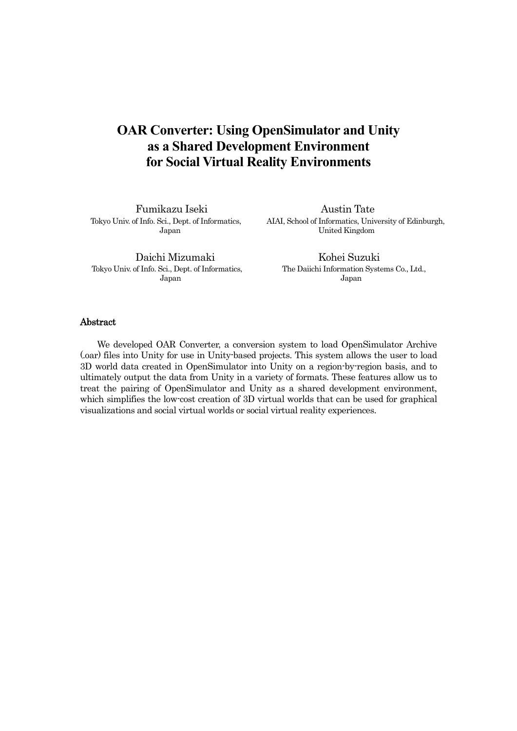# OAR Converter: Using OpenSimulator and Unity as a Shared Development Environment for Social Virtual Reality Environments

Fumikazu Iseki
Tokyo Univ. of Info. Sci., Dept. of Informatics, Japan

Austin Tate
AIAI, School of Informatics, University of Edinburgh, United Kingdom

Daichi Mizumaki
Tokyo Univ. of Info. Sci., Dept. of Informatics, Japan

Kohei Suzuki
The Daiichi Information Systems Co., Ltd., Japan

## Abstract

We developed OAR Converter, a conversion system to load OpenSimulator Archive (.oar) files into Unity for use in Unity-based projects. This system allows the user to load 3D world data created in OpenSimulator into Unity on a region-by-region basis, and to ultimately output the data from Unity in a variety of formats. These features allow us to treat the pairing of OpenSimulator and Unity as a shared development environment, which simplifies the low-cost creation of 3D virtual worlds that can be used for graphical visualizations and social virtual worlds or social virtual reality experiences.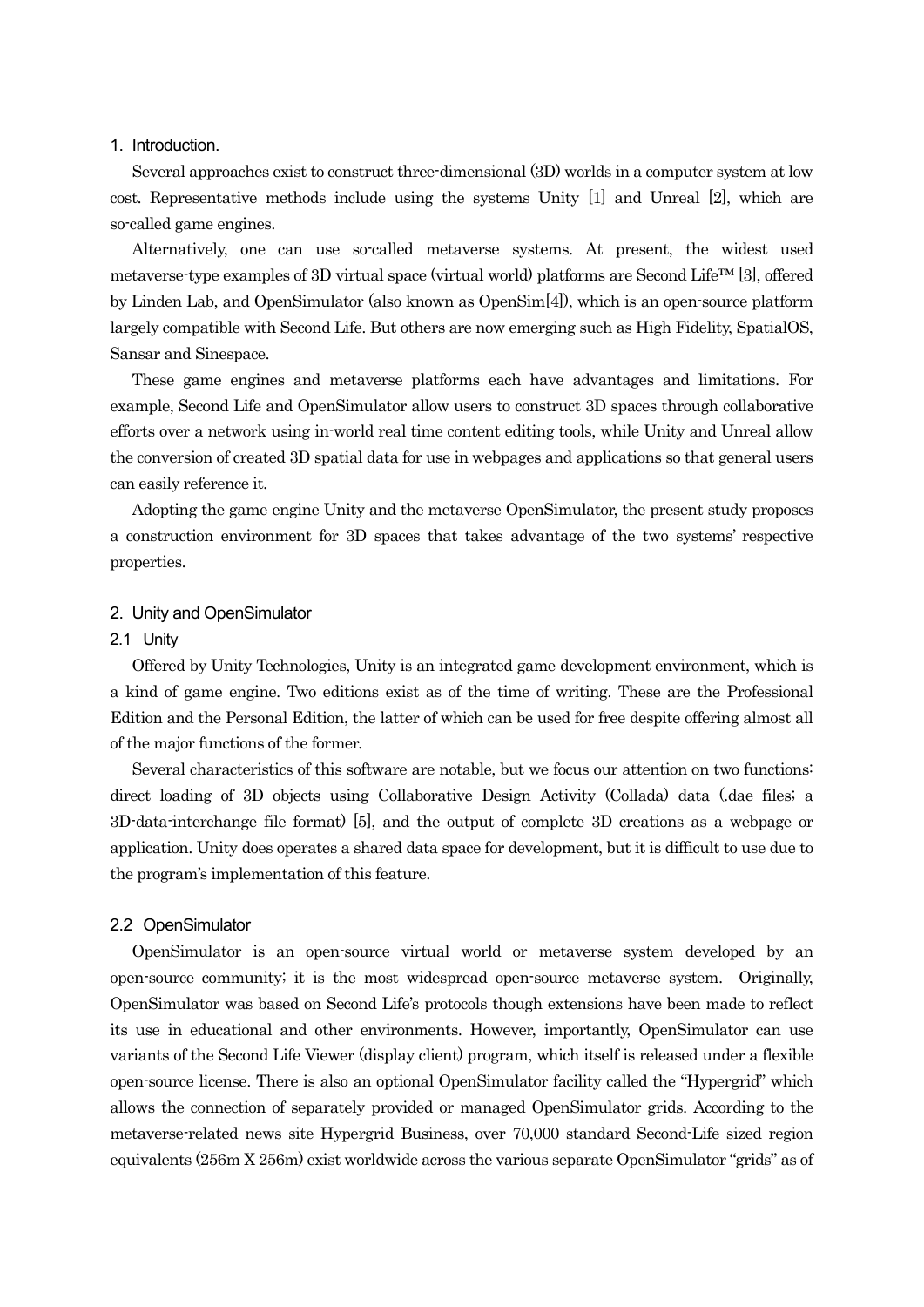## 1. Introduction.

Several approaches exist to construct three-dimensional (3D) worlds in a computer system at low cost. Representative methods include using the systems Unity [1] and Unreal [2], which are so-called game engines.

Alternatively, one can use so-called metaverse systems. At present, the widest used metaverse-type examples of 3D virtual space (virtual world) platforms are Second Life™ [3], offered by Linden Lab, and OpenSimulator (also known as OpenSim[4]), which is an open-source platform largely compatible with Second Life. But others are now emerging such as High Fidelity, SpatialOS, Sansar and Sinespace.

These game engines and metaverse platforms each have advantages and limitations. For example, Second Life and OpenSimulator allow users to construct 3D spaces through collaborative efforts over a network using in-world real time content editing tools, while Unity and Unreal allow the conversion of created 3D spatial data for use in webpages and applications so that general users can easily reference it.

Adopting the game engine Unity and the metaverse OpenSimulator, the present study proposes a construction environment for 3D spaces that takes advantage of the two systems' respective properties.

## 2. Unity and OpenSimulator

### 2.1 Unity

Offered by Unity Technologies, Unity is an integrated game development environment, which is a kind of game engine. Two editions exist as of the time of writing. These are the Professional Edition and the Personal Edition, the latter of which can be used for free despite offering almost all of the major functions of the former.

Several characteristics of this software are notable, but we focus our attention on two functions: direct loading of 3D objects using Collaborative Design Activity (Collada) data (.dae files; a 3D-data-interchange file format) [5], and the output of complete 3D creations as a webpage or application. Unity does operates a shared data space for development, but it is difficult to use due to the program's implementation of this feature.

### 2.2 OpenSimulator

OpenSimulator is an open-source virtual world or metaverse system developed by an open-source community; it is the most widespread open-source metaverse system. Originally, OpenSimulator was based on Second Life's protocols though extensions have been made to reflect its use in educational and other environments. However, importantly, OpenSimulator can use variants of the Second Life Viewer (display client) program, which itself is released under a flexible open-source license. There is also an optional OpenSimulator facility called the "Hypergrid" which allows the connection of separately provided or managed OpenSimulator grids. According to the metaverse-related news site Hypergrid Business, over 70,000 standard Second-Life sized region equivalents (256m X 256m) exist worldwide across the various separate OpenSimulator "grids" as of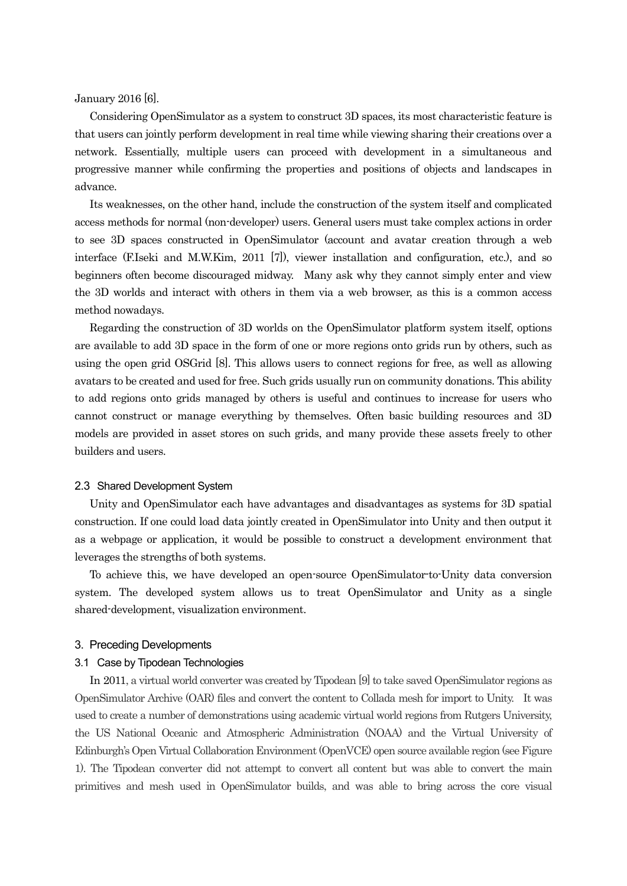January 2016 [6].

Considering OpenSimulator as a system to construct 3D spaces, its most characteristic feature is that users can jointly perform development in real time while viewing sharing their creations over a network. Essentially, multiple users can proceed with development in a simultaneous and progressive manner while confirming the properties and positions of objects and landscapes in advance.

Its weaknesses, on the other hand, include the construction of the system itself and complicated access methods for normal (non-developer) users. General users must take complex actions in order to see 3D spaces constructed in OpenSimulator (account and avatar creation through a web interface (F.Iseki and M.W.Kim, 2011 [7]), viewer installation and configuration, etc.), and so beginners often become discouraged midway. Many ask why they cannot simply enter and view the 3D worlds and interact with others in them via a web browser, as this is a common access method nowadays.

Regarding the construction of 3D worlds on the OpenSimulator platform system itself, options are available to add 3D space in the form of one or more regions onto grids run by others, such as using the open grid OSGrid [8]. This allows users to connect regions for free, as well as allowing avatars to be created and used for free. Such grids usually run on community donations. This ability to add regions onto grids managed by others is useful and continues to increase for users who cannot construct or manage everything by themselves. Often basic building resources and 3D models are provided in asset stores on such grids, and many provide these assets freely to other builders and users.

### 2.3 Shared Development System

Unity and OpenSimulator each have advantages and disadvantages as systems for 3D spatial construction. If one could load data jointly created in OpenSimulator into Unity and then output it as a webpage or application, it would be possible to construct a development environment that leverages the strengths of both systems.

To achieve this, we have developed an open-source OpenSimulator-to-Unity data conversion system. The developed system allows us to treat OpenSimulator and Unity as a single shared-development, visualization environment.

## 3. Preceding Developments

### 3.1 Case by Tipodean Technologies

In 2011, a virtual world converter was created by Tipodean [9] to take saved OpenSimulator regions as OpenSimulator Archive (OAR) files and convert the content to Collada mesh for import to Unity. It was used to create a number of demonstrations using academic virtual world regions from Rutgers University, the US National Oceanic and Atmospheric Administration (NOAA) and the Virtual University of Edinburgh's Open Virtual Collaboration Environment (OpenVCE) open source available region (see Figure 1). The Tipodean converter did not attempt to convert all content but was able to convert the main primitives and mesh used in OpenSimulator builds, and was able to bring across the core visual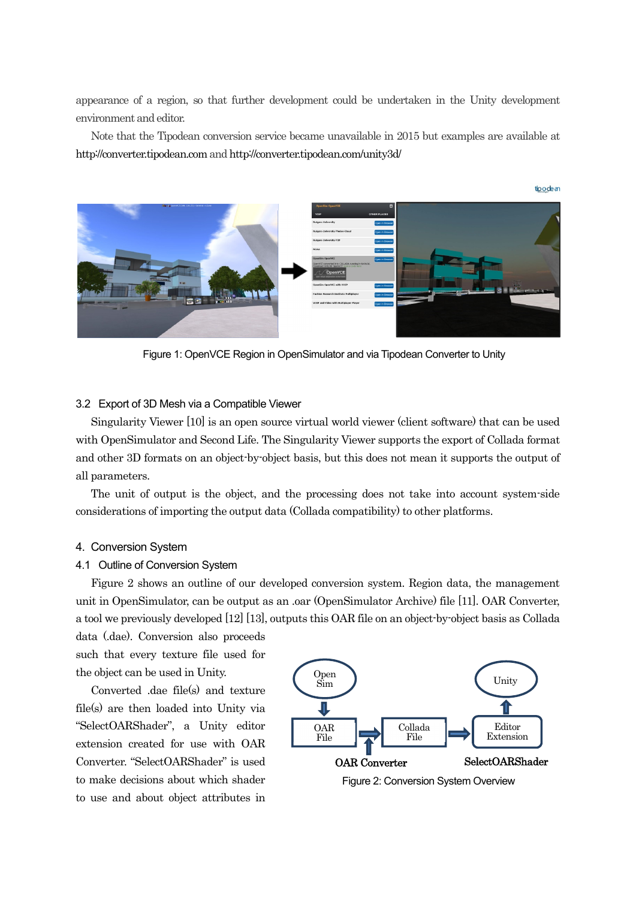appearance of a region, so that further development could be undertaken in the Unity development environment and editor.

Note that the Tipodean conversion service became unavailable in 2015 but examples are available at http://converter.tipodean.com and http://converter.tipodean.com/unity3d/

Figure 1: OpenVCE Region in OpenSimulator and via Tipodean Converter to Unity

### 3.2 Export of 3D Mesh via a Compatible Viewer

Singularity Viewer [10] is an open source virtual world viewer (client software) that can be used with OpenSimulator and Second Life. The Singularity Viewer supports the export of Collada format and other 3D formats on an object-by-object basis, but this does not mean it supports the output of all parameters.

The unit of output is the object, and the processing does not take into account system-side considerations of importing the output data (Collada compatibility) to other platforms.

## 4. Conversion System

### 4.1 Outline of Conversion System

Figure 2 shows an outline of our developed conversion system. Region data, the management unit in OpenSimulator, can be output as an .oar (OpenSimulator Archive) file [11]. OAR Converter, a tool we previously developed [12] [13], outputs this OAR file on an object-by-object basis as Collada data (.dae). Conversion also proceeds such that every texture file used for the object can be used in Unity.

Converted .dae file(s) and texture file(s) are then loaded into Unity via "SelectOARShader", a Unity editor extension created for use with OAR Converter. "SelectOARShader" is used to make decisions about which shader to use and about object attributes in

Figure 2: Conversion System Overview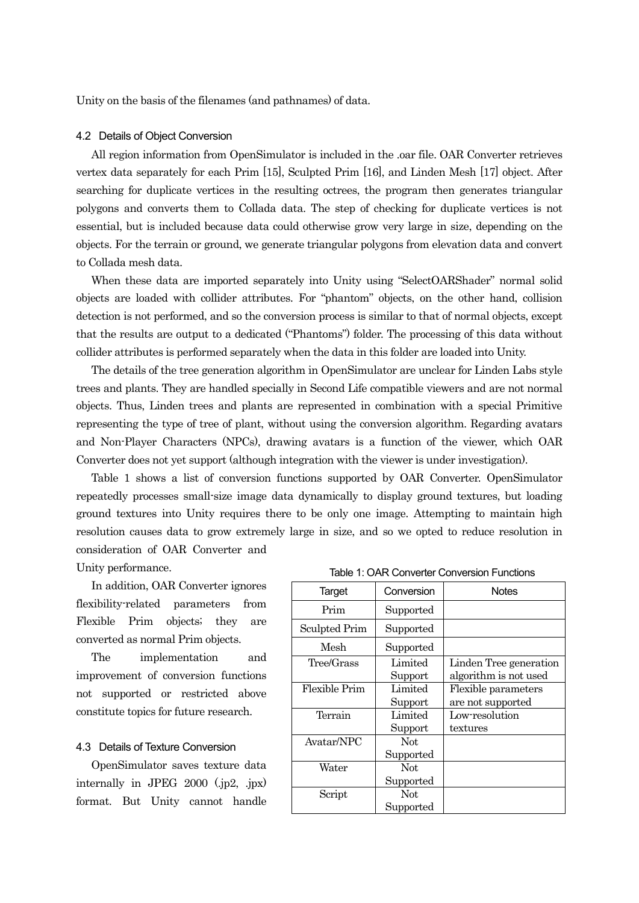Unity on the basis of the filenames (and pathnames) of data.

### 4.2 Details of Object Conversion

All region information from OpenSimulator is included in the .oar file. OAR Converter retrieves vertex data separately for each Prim [15], Sculpted Prim [16], and Linden Mesh [17] object. After searching for duplicate vertices in the resulting octrees, the program then generates triangular polygons and converts them to Collada data. The step of checking for duplicate vertices is not essential, but is included because data could otherwise grow very large in size, depending on the objects. For the terrain or ground, we generate triangular polygons from elevation data and convert to Collada mesh data.

When these data are imported separately into Unity using "SelectOARShader" normal solid objects are loaded with collider attributes. For "phantom" objects, on the other hand, collision detection is not performed, and so the conversion process is similar to that of normal objects, except that the results are output to a dedicated ("Phantoms") folder. The processing of this data without collider attributes is performed separately when the data in this folder are loaded into Unity.

The details of the tree generation algorithm in OpenSimulator are unclear for Linden Labs style trees and plants. They are handled specially in Second Life compatible viewers and are not normal objects. Thus, Linden trees and plants are represented in combination with a special Primitive representing the type of tree of plant, without using the conversion algorithm. Regarding avatars and Non-Player Characters (NPCs), drawing avatars is a function of the viewer, which OAR Converter does not yet support (although integration with the viewer is under investigation).

Table 1 shows a list of conversion functions supported by OAR Converter. OpenSimulator repeatedly processes small-size image data dynamically to display ground textures, but loading ground textures into Unity requires there to be only one image. Attempting to maintain high resolution causes data to grow extremely large in size, and so we opted to reduce resolution in consideration of OAR Converter and Unity performance.

In addition, OAR Converter ignores flexibility-related parameters from Flexible Prim objects; they are converted as normal Prim objects.

The implementation and improvement of conversion functions not supported or restricted above constitute topics for future research.

Table 1: OAR Converter Conversion Functions

| Target | Conversion | Notes |
|---|---|---|
| Prim | Supported | |
| Sculpted Prim | Supported | |
| Mesh | Supported | |
| Tree/Grass | Limited Support | Linden Tree generation algorithm is not used |
| Flexible Prim | Limited Support | Flexible parameters are not supported |
| Terrain | Limited Support | Low-resolution textures |
| Avatar/NPC | Not Supported | |
| Water | Not Supported | |
| Script | Not Supported | |

### 4.3 Details of Texture Conversion

OpenSimulator saves texture data internally in JPEG 2000 (.jp2, .jpx) format. But Unity cannot handle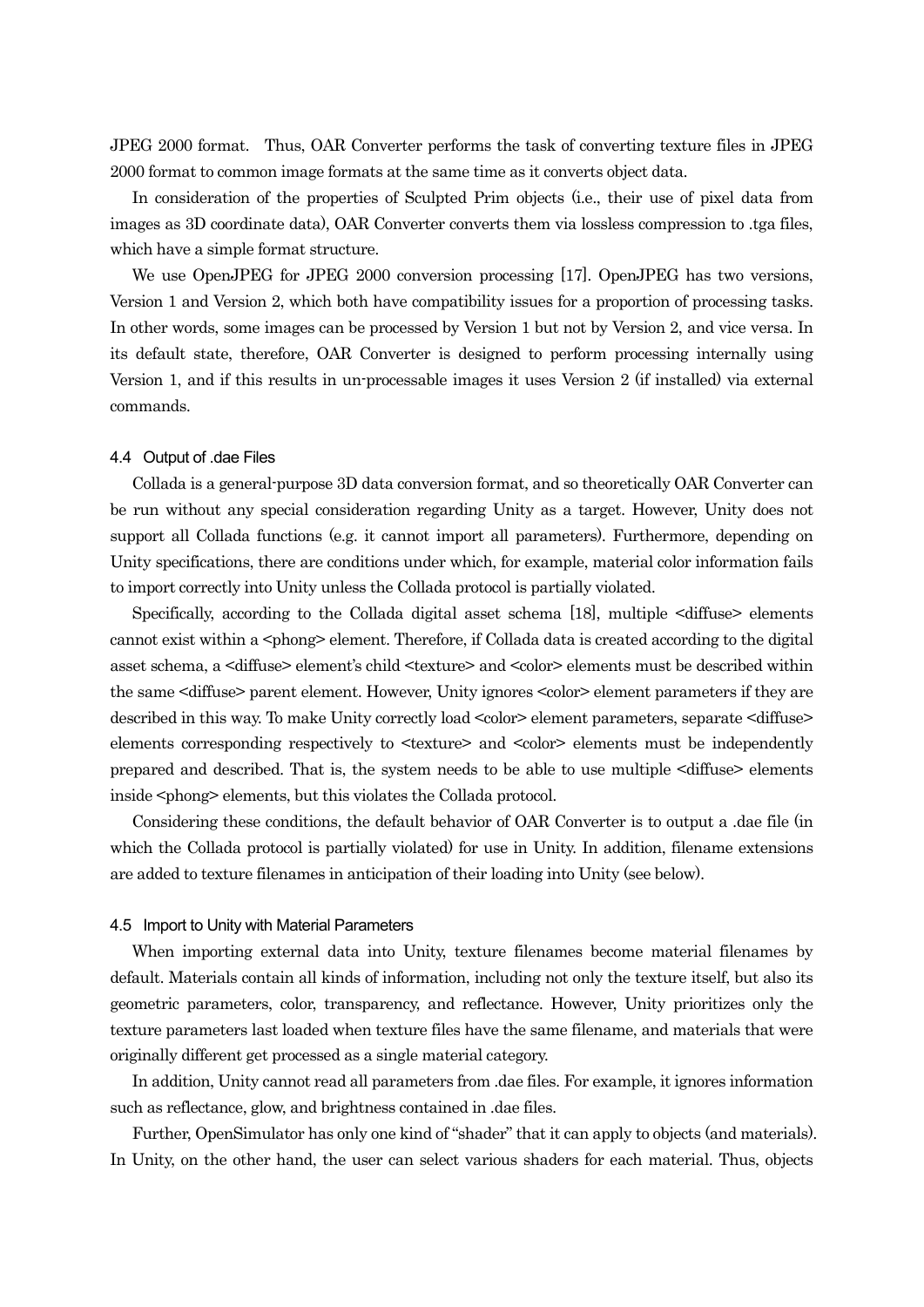JPEG 2000 format. Thus, OAR Converter performs the task of converting texture files in JPEG 2000 format to common image formats at the same time as it converts object data.

In consideration of the properties of Sculpted Prim objects (i.e., their use of pixel data from images as 3D coordinate data), OAR Converter converts them via lossless compression to .tga files, which have a simple format structure.

We use OpenJPEG for JPEG 2000 conversion processing [17]. OpenJPEG has two versions, Version 1 and Version 2, which both have compatibility issues for a proportion of processing tasks. In other words, some images can be processed by Version 1 but not by Version 2, and vice versa. In its default state, therefore, OAR Converter is designed to perform processing internally using Version 1, and if this results in un-processable images it uses Version 2 (if installed) via external commands.

### 4.4 Output of .dae Files

Collada is a general-purpose 3D data conversion format, and so theoretically OAR Converter can be run without any special consideration regarding Unity as a target. However, Unity does not support all Collada functions (e.g. it cannot import all parameters). Furthermore, depending on Unity specifications, there are conditions under which, for example, material color information fails to import correctly into Unity unless the Collada protocol is partially violated.

Specifically, according to the Collada digital asset schema [18], multiple <diffuse> elements cannot exist within a <phong> element. Therefore, if Collada data is created according to the digital asset schema, a <diffuse> element's child <texture> and <color> elements must be described within the same <diffuse> parent element. However, Unity ignores <color> element parameters if they are described in this way. To make Unity correctly load <color> element parameters, separate <diffuse> elements corresponding respectively to <texture> and <color> elements must be independently prepared and described. That is, the system needs to be able to use multiple <diffuse> elements inside <phong> elements, but this violates the Collada protocol.

Considering these conditions, the default behavior of OAR Converter is to output a .dae file (in which the Collada protocol is partially violated) for use in Unity. In addition, filename extensions are added to texture filenames in anticipation of their loading into Unity (see below).

### 4.5 Import to Unity with Material Parameters

When importing external data into Unity, texture filenames become material filenames by default. Materials contain all kinds of information, including not only the texture itself, but also its geometric parameters, color, transparency, and reflectance. However, Unity prioritizes only the texture parameters last loaded when texture files have the same filename, and materials that were originally different get processed as a single material category.

In addition, Unity cannot read all parameters from .dae files. For example, it ignores information such as reflectance, glow, and brightness contained in .dae files.

Further, OpenSimulator has only one kind of "shader" that it can apply to objects (and materials). In Unity, on the other hand, the user can select various shaders for each material. Thus, objects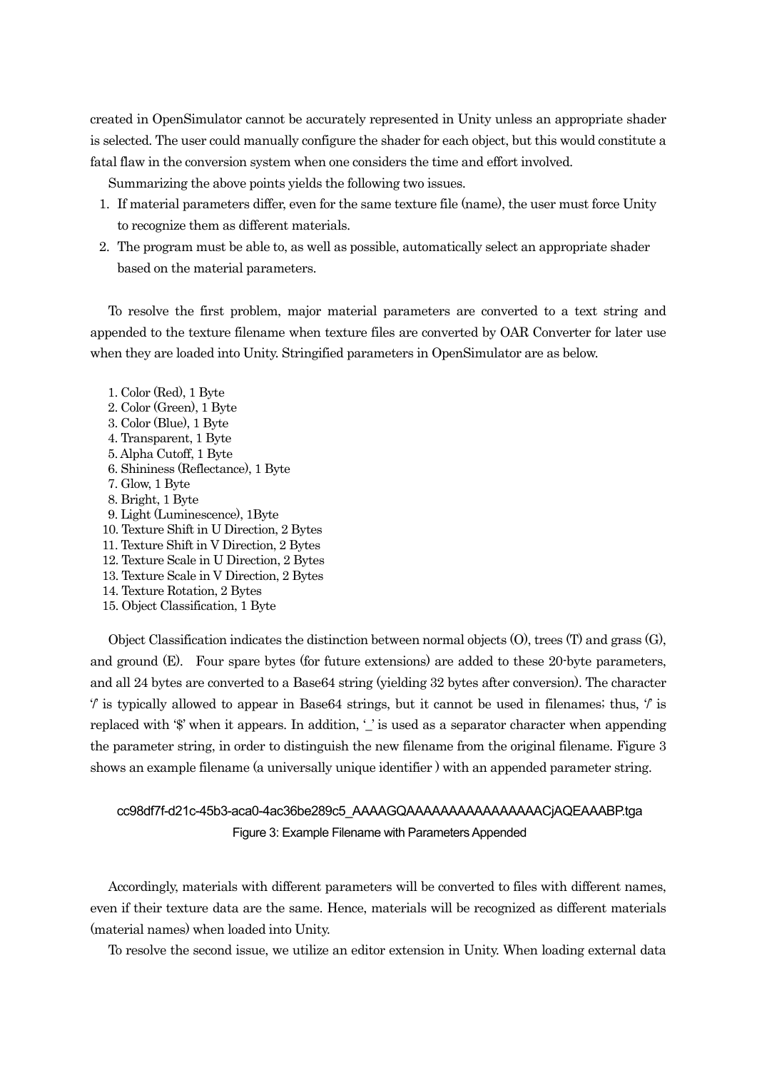created in OpenSimulator cannot be accurately represented in Unity unless an appropriate shader is selected. The user could manually configure the shader for each object, but this would constitute a fatal flaw in the conversion system when one considers the time and effort involved.

Summarizing the above points yields the following two issues.

1. If material parameters differ, even for the same texture file (name), the user must force Unity to recognize them as different materials.
2. The program must be able to, as well as possible, automatically select an appropriate shader based on the material parameters.

To resolve the first problem, major material parameters are converted to a text string and appended to the texture filename when texture files are converted by OAR Converter for later use when they are loaded into Unity. Stringified parameters in OpenSimulator are as below.

1. Color (Red), 1 Byte
2. Color (Green), 1 Byte
3. Color (Blue), 1 Byte
4. Transparent, 1 Byte
5. Alpha Cutoff, 1 Byte
6. Shininess (Reflectance), 1 Byte
7. Glow, 1 Byte
8. Bright, 1 Byte
9. Light (Luminescence), 1Byte
10. Texture Shift in U Direction, 2 Bytes
11. Texture Shift in V Direction, 2 Bytes
12. Texture Scale in U Direction, 2 Bytes
13. Texture Scale in V Direction, 2 Bytes
14. Texture Rotation, 2 Bytes
15. Object Classification, 1 Byte

Object Classification indicates the distinction between normal objects (O), trees (T) and grass (G), and ground (E). Four spare bytes (for future extensions) are added to these 20-byte parameters, and all 24 bytes are converted to a Base64 string (yielding 32 bytes after conversion). The character '/' is typically allowed to appear in Base64 strings, but it cannot be used in filenames; thus, '/' is replaced with '$' when it appears. In addition, '_' is used as a separator character when appending the parameter string, in order to distinguish the new filename from the original filename. Figure 3 shows an example filename (a universally unique identifier ) with an appended parameter string.

cc98df7f-d21c-45b3-aca0-4ac36be289c5_AAAAGQAAAAAAAAAAAAAAAACjAQEAAABP.tga

Figure 3: Example Filename with Parameters Appended

Accordingly, materials with different parameters will be converted to files with different names, even if their texture data are the same. Hence, materials will be recognized as different materials (material names) when loaded into Unity.

To resolve the second issue, we utilize an editor extension in Unity. When loading external data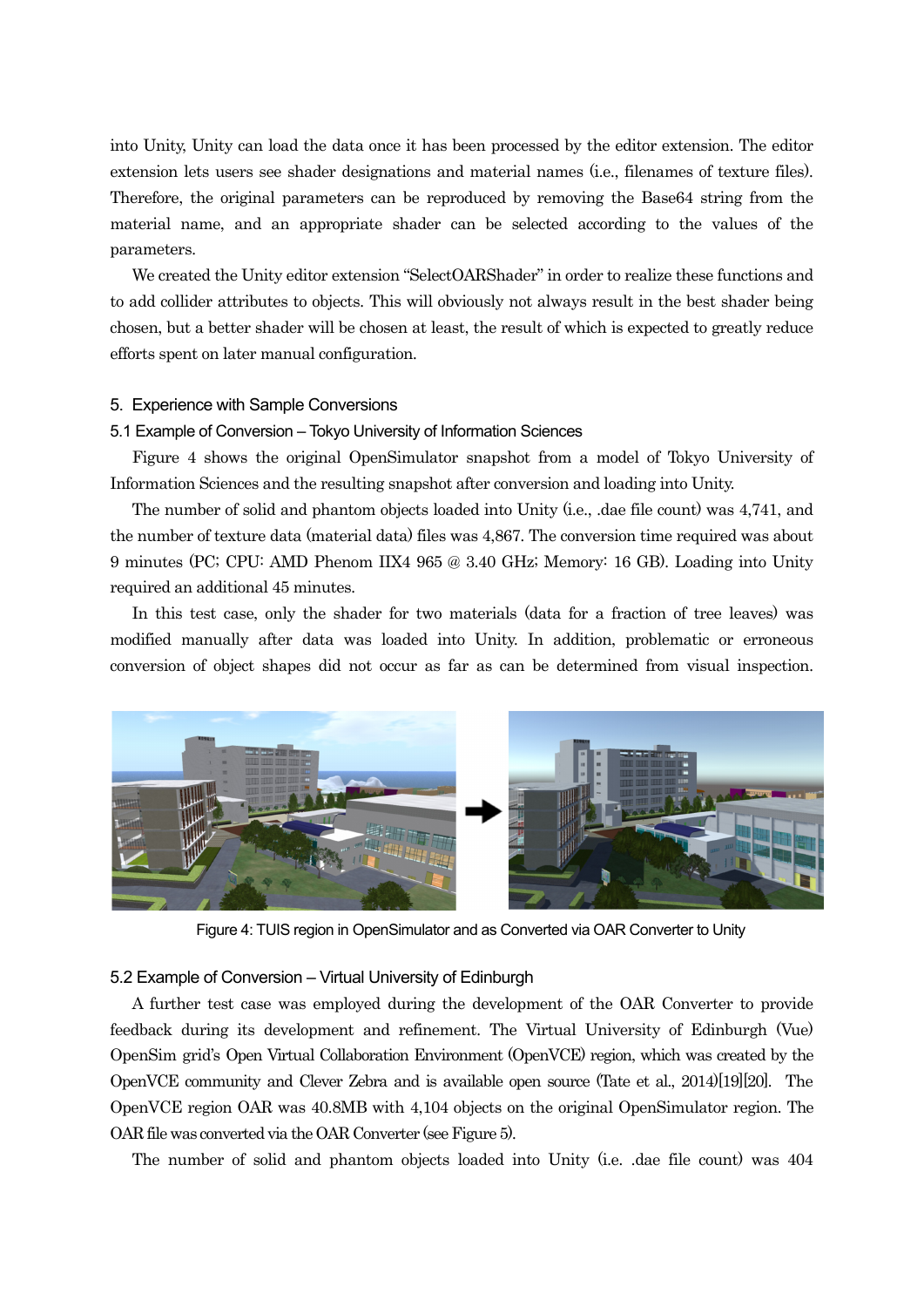into Unity, Unity can load the data once it has been processed by the editor extension. The editor extension lets users see shader designations and material names (i.e., filenames of texture files). Therefore, the original parameters can be reproduced by removing the Base64 string from the material name, and an appropriate shader can be selected according to the values of the parameters.

We created the Unity editor extension "SelectOARShader" in order to realize these functions and to add collider attributes to objects. This will obviously not always result in the best shader being chosen, but a better shader will be chosen at least, the result of which is expected to greatly reduce efforts spent on later manual configuration.

## 5. Experience with Sample Conversions

### 5.1 Example of Conversion – Tokyo University of Information Sciences

Figure 4 shows the original OpenSimulator snapshot from a model of Tokyo University of Information Sciences and the resulting snapshot after conversion and loading into Unity.

The number of solid and phantom objects loaded into Unity (i.e., .dae file count) was 4,741, and the number of texture data (material data) files was 4,867. The conversion time required was about 9 minutes (PC; CPU: AMD Phenom IIX4 965 @ 3.40 GHz; Memory: 16 GB). Loading into Unity required an additional 45 minutes.

In this test case, only the shader for two materials (data for a fraction of tree leaves) was modified manually after data was loaded into Unity. In addition, problematic or erroneous conversion of object shapes did not occur as far as can be determined from visual inspection.

Figure 4: TUIS region in OpenSimulator and as Converted via OAR Converter to Unity

### 5.2 Example of Conversion – Virtual University of Edinburgh

A further test case was employed during the development of the OAR Converter to provide feedback during its development and refinement. The Virtual University of Edinburgh (Vue) OpenSim grid's Open Virtual Collaboration Environment (OpenVCE) region, which was created by the OpenVCE community and Clever Zebra and is available open source (Tate et al., 2014)[19][20]. The OpenVCE region OAR was 40.8MB with 4,104 objects on the original OpenSimulator region. The OAR file was converted via the OAR Converter (see Figure 5).

The number of solid and phantom objects loaded into Unity (i.e. .dae file count) was 404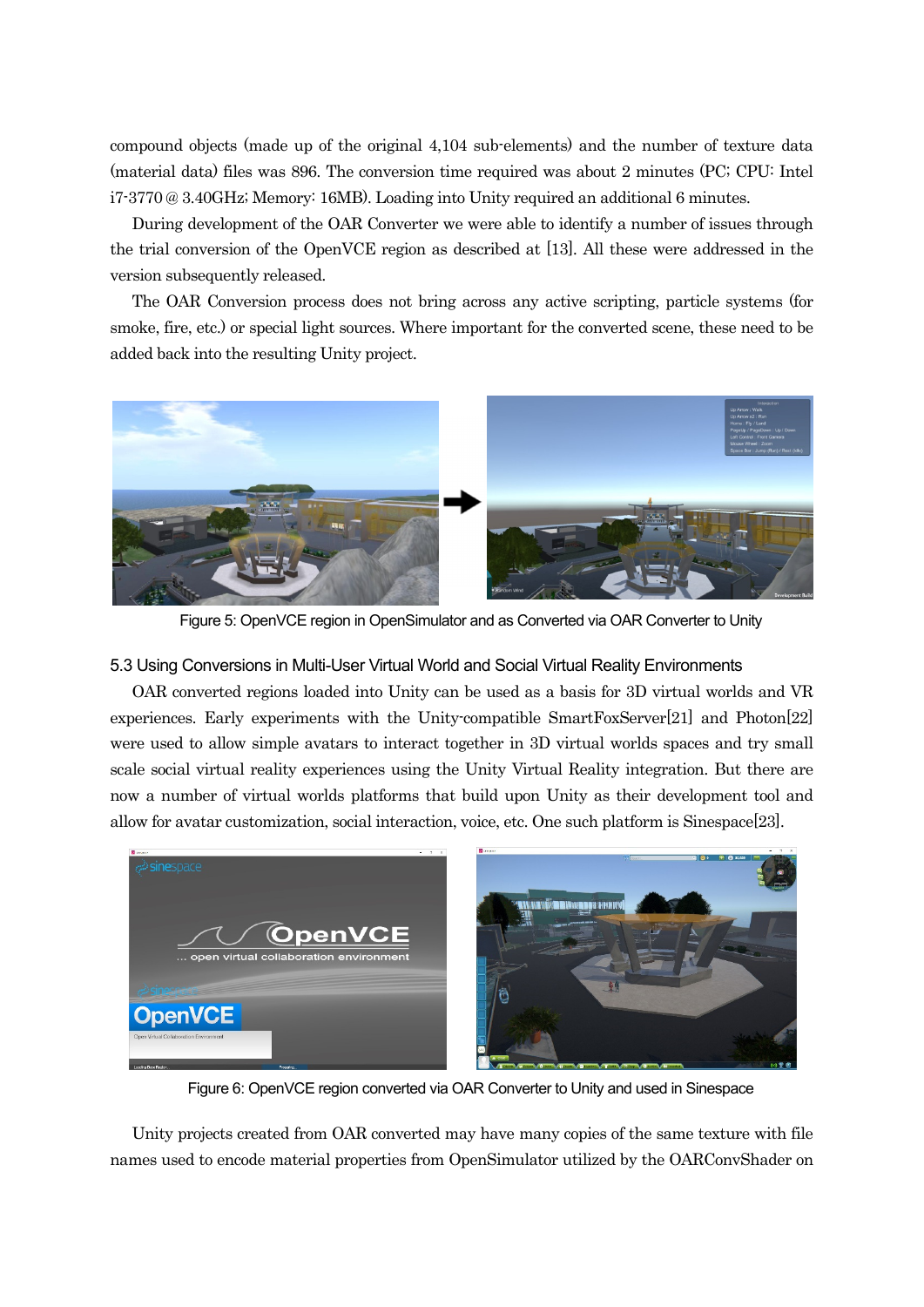compound objects (made up of the original 4,104 sub-elements) and the number of texture data (material data) files was 896. The conversion time required was about 2 minutes (PC; CPU: Intel i7-3770 @ 3.40GHz; Memory: 16MB). Loading into Unity required an additional 6 minutes.

During development of the OAR Converter we were able to identify a number of issues through the trial conversion of the OpenVCE region as described at [13]. All these were addressed in the version subsequently released.

The OAR Conversion process does not bring across any active scripting, particle systems (for smoke, fire, etc.) or special light sources. Where important for the converted scene, these need to be added back into the resulting Unity project.

Figure 5: OpenVCE region in OpenSimulator and as Converted via OAR Converter to Unity

### 5.3 Using Conversions in Multi-User Virtual World and Social Virtual Reality Environments

OAR converted regions loaded into Unity can be used as a basis for 3D virtual worlds and VR experiences. Early experiments with the Unity-compatible SmartFoxServer[21] and Photon[22] were used to allow simple avatars to interact together in 3D virtual worlds spaces and try small scale social virtual reality experiences using the Unity Virtual Reality integration. But there are now a number of virtual worlds platforms that build upon Unity as their development tool and allow for avatar customization, social interaction, voice, etc. One such platform is Sinespace[23].

Figure 6: OpenVCE region converted via OAR Converter to Unity and used in Sinespace

Unity projects created from OAR converted may have many copies of the same texture with file names used to encode material properties from OpenSimulator utilized by the OARConvShader on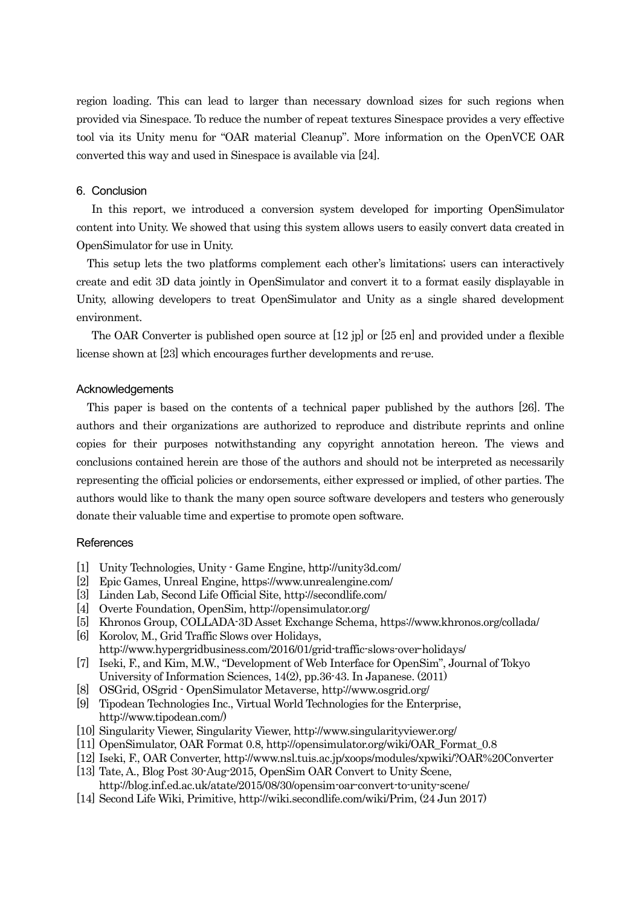region loading. This can lead to larger than necessary download sizes for such regions when provided via Sinespace. To reduce the number of repeat textures Sinespace provides a very effective tool via its Unity menu for "OAR material Cleanup". More information on the OpenVCE OAR converted this way and used in Sinespace is available via [24].

## 6. Conclusion

In this report, we introduced a conversion system developed for importing OpenSimulator content into Unity. We showed that using this system allows users to easily convert data created in OpenSimulator for use in Unity.

This setup lets the two platforms complement each other's limitations; users can interactively create and edit 3D data jointly in OpenSimulator and convert it to a format easily displayable in Unity, allowing developers to treat OpenSimulator and Unity as a single shared development environment.

The OAR Converter is published open source at [12 jp] or [25 en] and provided under a flexible license shown at [23] which encourages further developments and re-use.

## Acknowledgements

This paper is based on the contents of a technical paper published by the authors [26]. The authors and their organizations are authorized to reproduce and distribute reprints and online copies for their purposes notwithstanding any copyright annotation hereon. The views and conclusions contained herein are those of the authors and should not be interpreted as necessarily representing the official policies or endorsements, either expressed or implied, of other parties. The authors would like to thank the many open source software developers and testers who generously donate their valuable time and expertise to promote open software.

## References

[1] Unity Technologies, Unity - Game Engine, http://unity3d.com/

[2] Epic Games, Unreal Engine, https://www.unrealengine.com/

[3] Linden Lab, Second Life Official Site, http://secondlife.com/

[4] Overte Foundation, OpenSim, http://opensimulator.org/

[5] Khronos Group, COLLADA-3D Asset Exchange Schema, https://www.khronos.org/collada/

[6] Korolov, M., Grid Traffic Slows over Holidays, http://www.hypergridbusiness.com/2016/01/grid-traffic-slows-over-holidays/

[7] Iseki, F., and Kim, M.W., "Development of Web Interface for OpenSim", Journal of Tokyo University of Information Sciences, 14(2), pp.36-43. In Japanese. (2011)

[8] OSGrid, OSgrid - OpenSimulator Metaverse, http://www.osgrid.org/

[9] Tipodean Technologies Inc., Virtual World Technologies for the Enterprise, http://www.tipodean.com/)

[10] Singularity Viewer, Singularity Viewer, http://www.singularityviewer.org/

[11] OpenSimulator, OAR Format 0.8, http://opensimulator.org/wiki/OAR_Format_0.8

[12] Iseki, F., OAR Converter, http://www.nsl.tuis.ac.jp/xoops/modules/xpwiki/?OAR%20Converter

[13] Tate, A., Blog Post 30-Aug-2015, OpenSim OAR Convert to Unity Scene, http://blog.inf.ed.ac.uk/atate/2015/08/30/opensim-oar-convert-to-unity-scene/

[14] Second Life Wiki, Primitive, http://wiki.secondlife.com/wiki/Prim, (24 Jun 2017)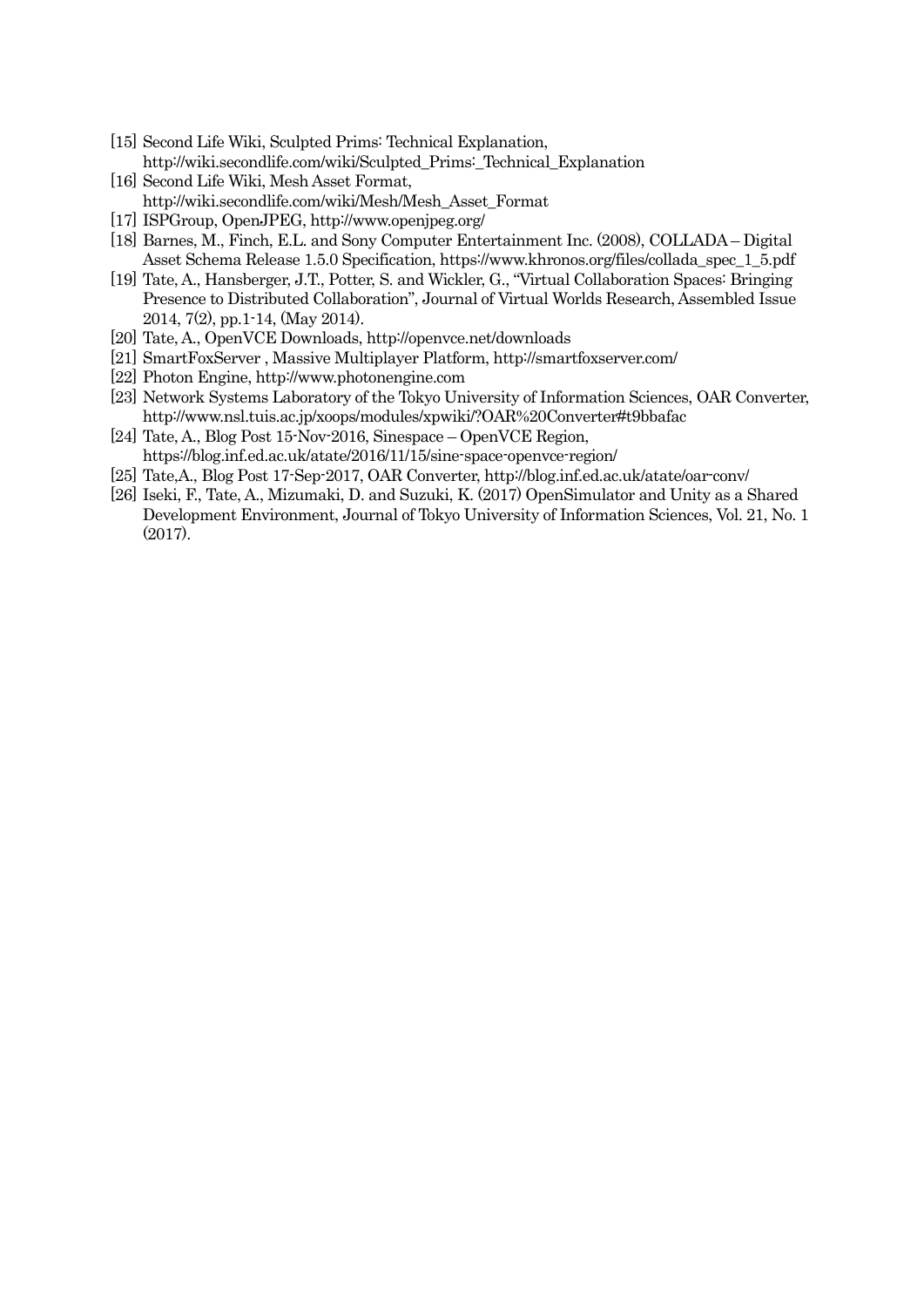[15] Second Life Wiki, Sculpted Prims: Technical Explanation, http://wiki.secondlife.com/wiki/Sculpted_Prims:_Technical_Explanation

[16] Second Life Wiki, Mesh Asset Format, http://wiki.secondlife.com/wiki/Mesh/Mesh_Asset_Format

[17] ISPGroup, OpenJPEG, http://www.openjpeg.org/

[18] Barnes, M., Finch, E.L. and Sony Computer Entertainment Inc. (2008), COLLADA – Digital Asset Schema Release 1.5.0 Specification, https://www.khronos.org/files/collada_spec_1_5.pdf

[19] Tate, A., Hansberger, J.T., Potter, S. and Wickler, G., "Virtual Collaboration Spaces: Bringing Presence to Distributed Collaboration", Journal of Virtual Worlds Research, Assembled Issue 2014, 7(2), pp.1-14, (May 2014).

[20] Tate, A., OpenVCE Downloads, http://openvce.net/downloads

[21] SmartFoxServer , Massive Multiplayer Platform, http://smartfoxserver.com/

[22] Photon Engine, http://www.photonengine.com

[23] Network Systems Laboratory of the Tokyo University of Information Sciences, OAR Converter, http://www.nsl.tuis.ac.jp/xoops/modules/xpwiki/?OAR%20Converter#t9bbafac

[24] Tate, A., Blog Post 15-Nov-2016, Sinespace – OpenVCE Region, https://blog.inf.ed.ac.uk/atate/2016/11/15/sine-space-openvce-region/

[25] Tate,A., Blog Post 17-Sep-2017, OAR Converter, http://blog.inf.ed.ac.uk/atate/oar-conv/

[26] Iseki, F., Tate, A., Mizumaki, D. and Suzuki, K. (2017) OpenSimulator and Unity as a Shared Development Environment, Journal of Tokyo University of Information Sciences, Vol. 21, No. 1 (2017).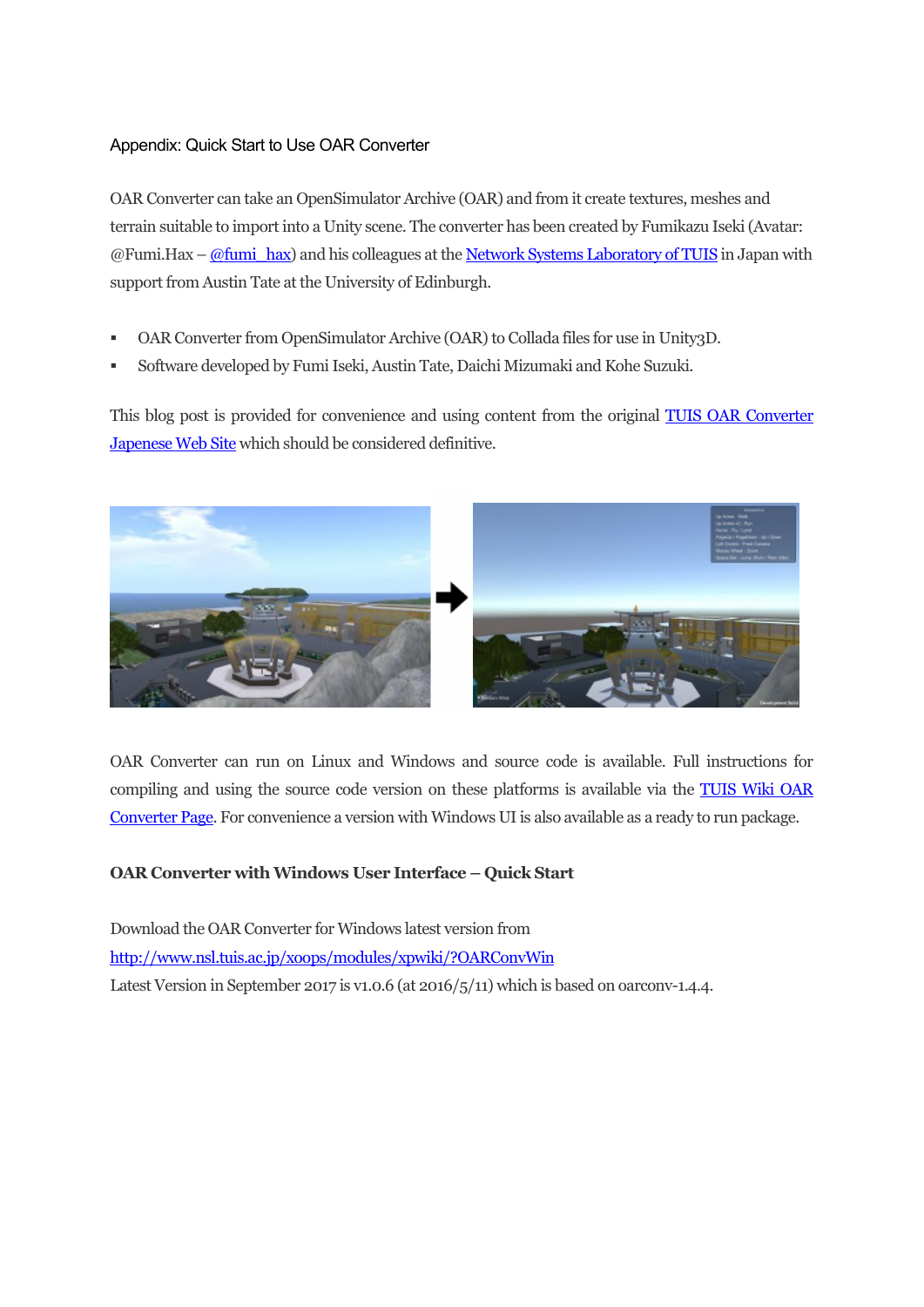## Appendix: Quick Start to Use OAR Converter

OAR Converter can take an OpenSimulator Archive (OAR) and from it create textures, meshes and terrain suitable to import into a Unity scene. The converter has been created by Fumikazu Iseki (Avatar: @Fumi.Hax – @fumi_hax) and his colleagues at the Network Systems Laboratory of TUIS in Japan with support from Austin Tate at the University of Edinburgh.

- OAR Converter from OpenSimulator Archive (OAR) to Collada files for use in Unity3D.
- Software developed by Fumi Iseki, Austin Tate, Daichi Mizumaki and Kohe Suzuki.

This blog post is provided for convenience and using content from the original TUIS OAR Converter Japenese Web Site which should be considered definitive.

OAR Converter can run on Linux and Windows and source code is available. Full instructions for compiling and using the source code version on these platforms is available via the TUIS Wiki OAR Converter Page. For convenience a version with Windows UI is also available as a ready to run package.

### OAR Converter with Windows User Interface – Quick Start

Download the OAR Converter for Windows latest version from
http://www.nsl.tuis.ac.jp/xoops/modules/xpwiki/?OARConvWin
Latest Version in September 2017 is v1.0.6 (at 2016/5/11) which is based on oarconv-1.4.4.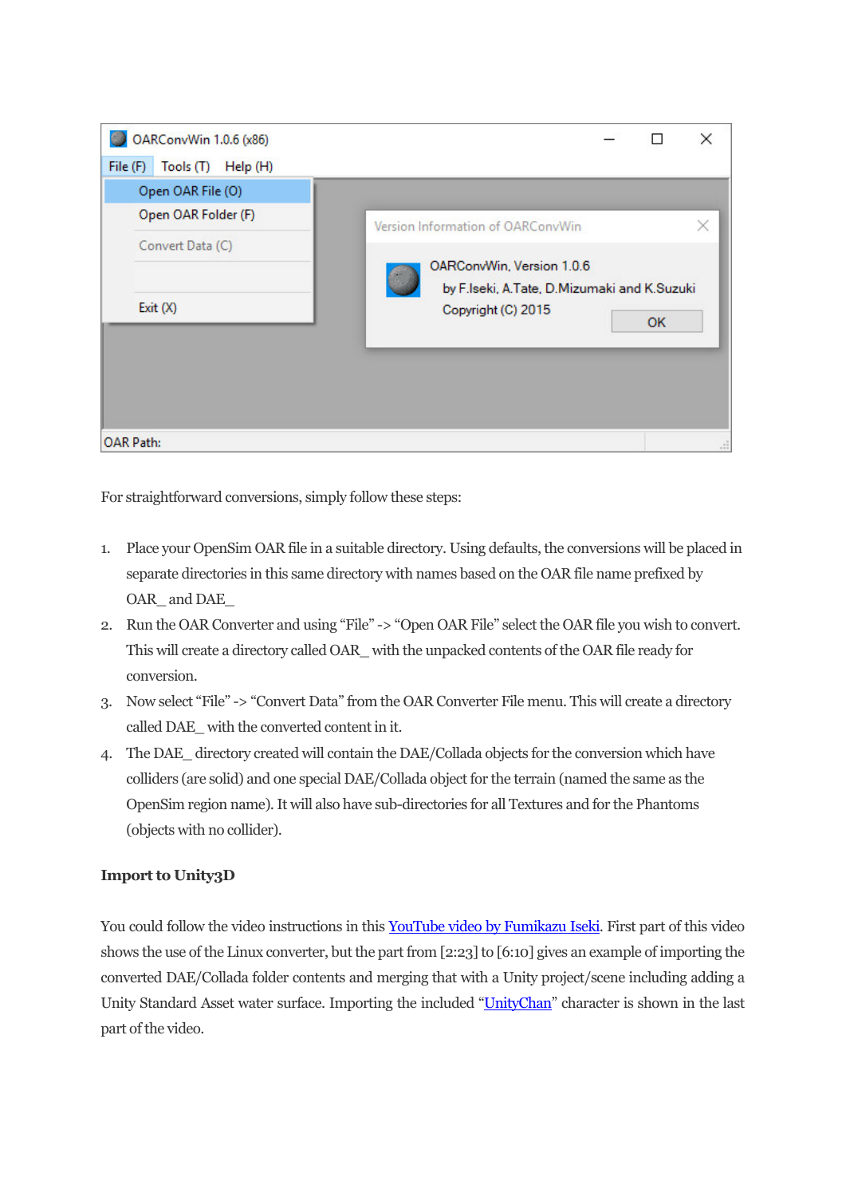For straightforward conversions, simply follow these steps:

1. Place your OpenSim OAR file in a suitable directory. Using defaults, the conversions will be placed in separate directories in this same directory with names based on the OAR file name prefixed by OAR_ and DAE_
2. Run the OAR Converter and using "File" -> "Open OAR File" select the OAR file you wish to convert. This will create a directory called OAR_ with the unpacked contents of the OAR file ready for conversion.
3. Now select "File" -> "Convert Data" from the OAR Converter File menu. This will create a directory called DAE_ with the converted content in it.
4. The DAE_ directory created will contain the DAE/Collada objects for the conversion which have colliders (are solid) and one special DAE/Collada object for the terrain (named the same as the OpenSim region name). It will also have sub-directories for all Textures and for the Phantoms (objects with no collider).

**Import to Unity3D**

You could follow the video instructions in this YouTube video by Fumikazu Iseki. First part of this video shows the use of the Linux converter, but the part from [2:23] to [6:10] gives an example of importing the converted DAE/Collada folder contents and merging that with a Unity project/scene including adding a Unity Standard Asset water surface. Importing the included "UnityChan" character is shown in the last part of the video.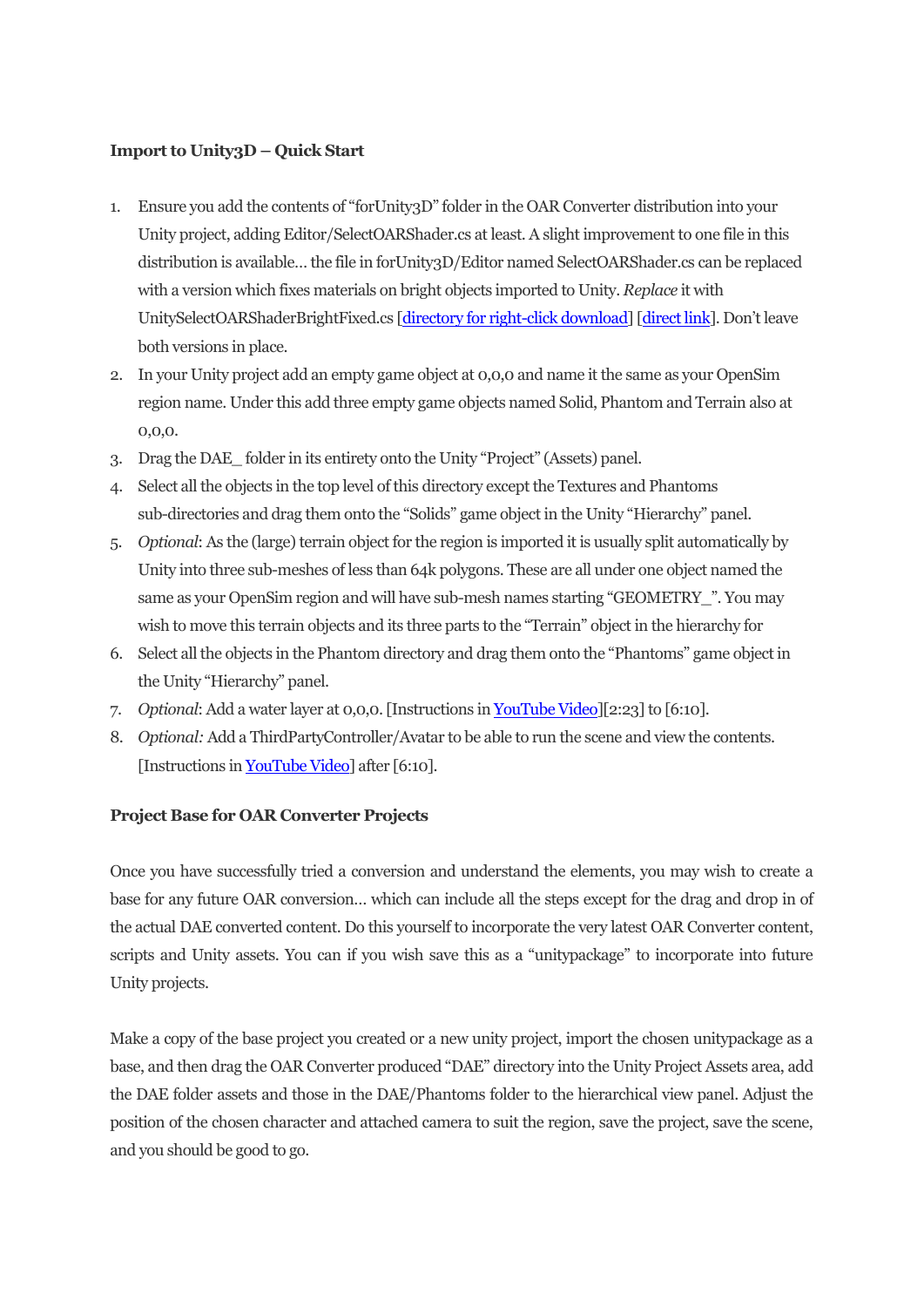**Import to Unity3D – Quick Start**

1. Ensure you add the contents of "forUnity3D" folder in the OAR Converter distribution into your Unity project, adding Editor/SelectOARShader.cs at least. A slight improvement to one file in this distribution is available… the file in forUnity3D/Editor named SelectOARShader.cs can be replaced with a version which fixes materials on bright objects imported to Unity. *Replace* it with UnitySelectOARShaderBrightFixed.cs [directory for right-click download] [direct link]. Don't leave both versions in place.
2. In your Unity project add an empty game object at 0,0,0 and name it the same as your OpenSim region name. Under this add three empty game objects named Solid, Phantom and Terrain also at 0,0,0.
3. Drag the DAE_ folder in its entirety onto the Unity "Project" (Assets) panel.
4. Select all the objects in the top level of this directory except the Textures and Phantoms sub-directories and drag them onto the "Solids" game object in the Unity "Hierarchy" panel.
5. *Optional*: As the (large) terrain object for the region is imported it is usually split automatically by Unity into three sub-meshes of less than 64k polygons. These are all under one object named the same as your OpenSim region and will have sub-mesh names starting "GEOMETRY_". You may wish to move this terrain objects and its three parts to the "Terrain" object in the hierarchy for
6. Select all the objects in the Phantom directory and drag them onto the "Phantoms" game object in the Unity "Hierarchy" panel.
7. *Optional*: Add a water layer at 0,0,0. [Instructions in YouTube Video][2:23] to [6:10].
8. *Optional:* Add a ThirdPartyController/Avatar to be able to run the scene and view the contents. [Instructions in YouTube Video] after [6:10].

**Project Base for OAR Converter Projects**

Once you have successfully tried a conversion and understand the elements, you may wish to create a base for any future OAR conversion… which can include all the steps except for the drag and drop in of the actual DAE converted content. Do this yourself to incorporate the very latest OAR Converter content, scripts and Unity assets. You can if you wish save this as a "unitypackage" to incorporate into future Unity projects.

Make a copy of the base project you created or a new unity project, import the chosen unitypackage as a base, and then drag the OAR Converter produced "DAE" directory into the Unity Project Assets area, add the DAE folder assets and those in the DAE/Phantoms folder to the hierarchical view panel. Adjust the position of the chosen character and attached camera to suit the region, save the project, save the scene, and you should be good to go.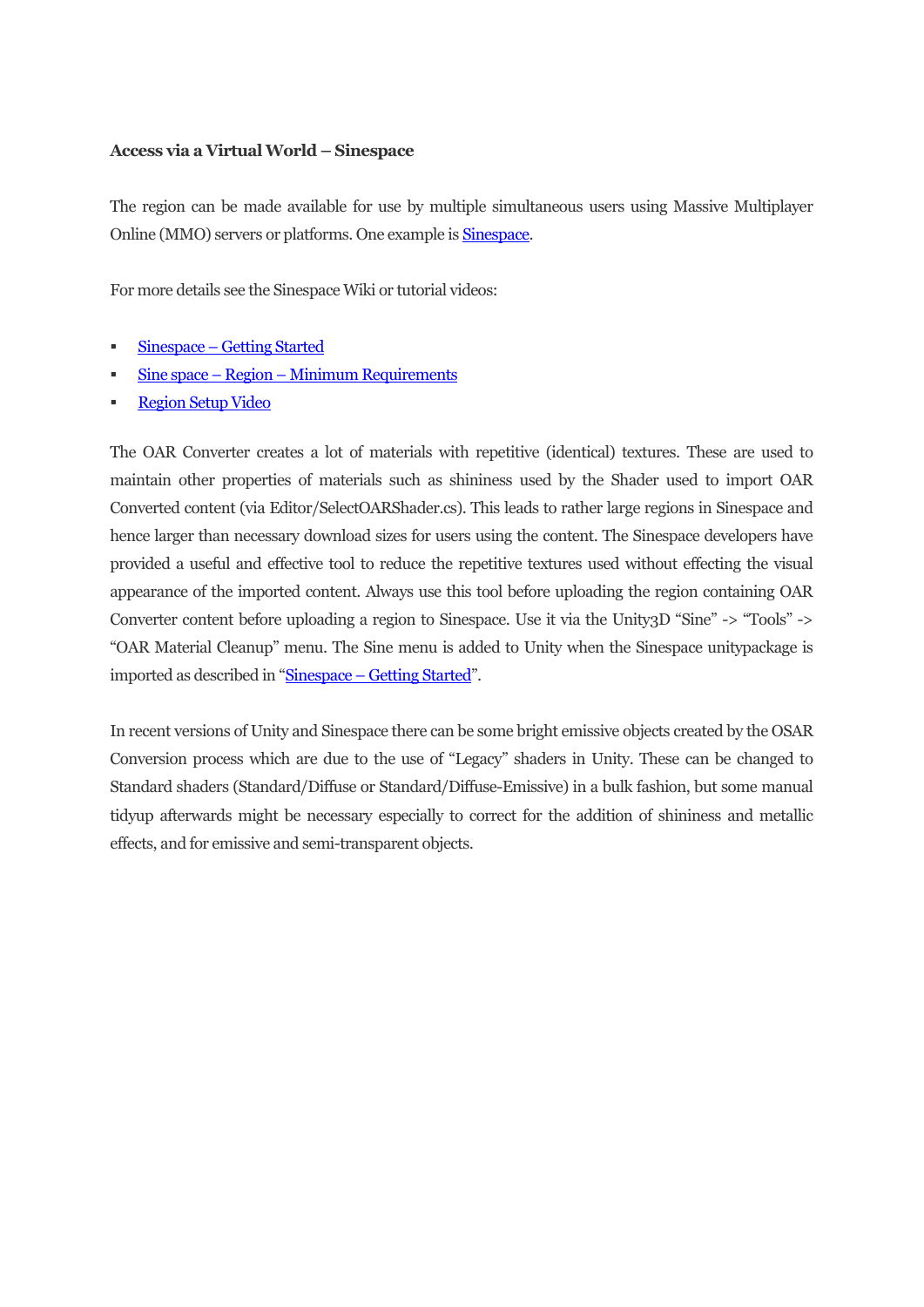**Access via a Virtual World – Sinespace**

The region can be made available for use by multiple simultaneous users using Massive Multiplayer Online (MMO) servers or platforms. One example is Sinespace.

For more details see the Sinespace Wiki or tutorial videos:

- Sinespace – Getting Started
- Sine space – Region – Minimum Requirements
- Region Setup Video

The OAR Converter creates a lot of materials with repetitive (identical) textures. These are used to maintain other properties of materials such as shininess used by the Shader used to import OAR Converted content (via Editor/SelectOARShader.cs). This leads to rather large regions in Sinespace and hence larger than necessary download sizes for users using the content. The Sinespace developers have provided a useful and effective tool to reduce the repetitive textures used without effecting the visual appearance of the imported content. Always use this tool before uploading the region containing OAR Converter content before uploading a region to Sinespace. Use it via the Unity3D "Sine" -> "Tools" -> "OAR Material Cleanup" menu. The Sine menu is added to Unity when the Sinespace unitypackage is imported as described in "Sinespace – Getting Started".

In recent versions of Unity and Sinespace there can be some bright emissive objects created by the OSAR Conversion process which are due to the use of "Legacy" shaders in Unity. These can be changed to Standard shaders (Standard/Diffuse or Standard/Diffuse-Emissive) in a bulk fashion, but some manual tidyup afterwards might be necessary especially to correct for the addition of shininess and metallic effects, and for emissive and semi-transparent objects.